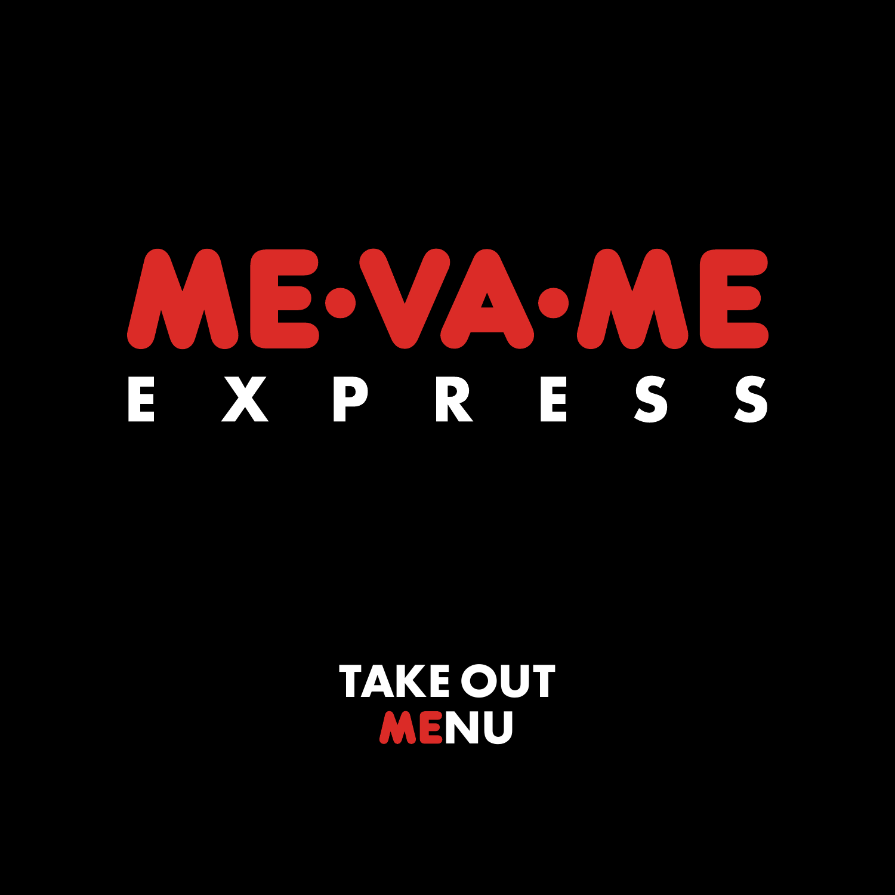# ME·VA·ME

## EXPRESS

**TAKE OUT MENU**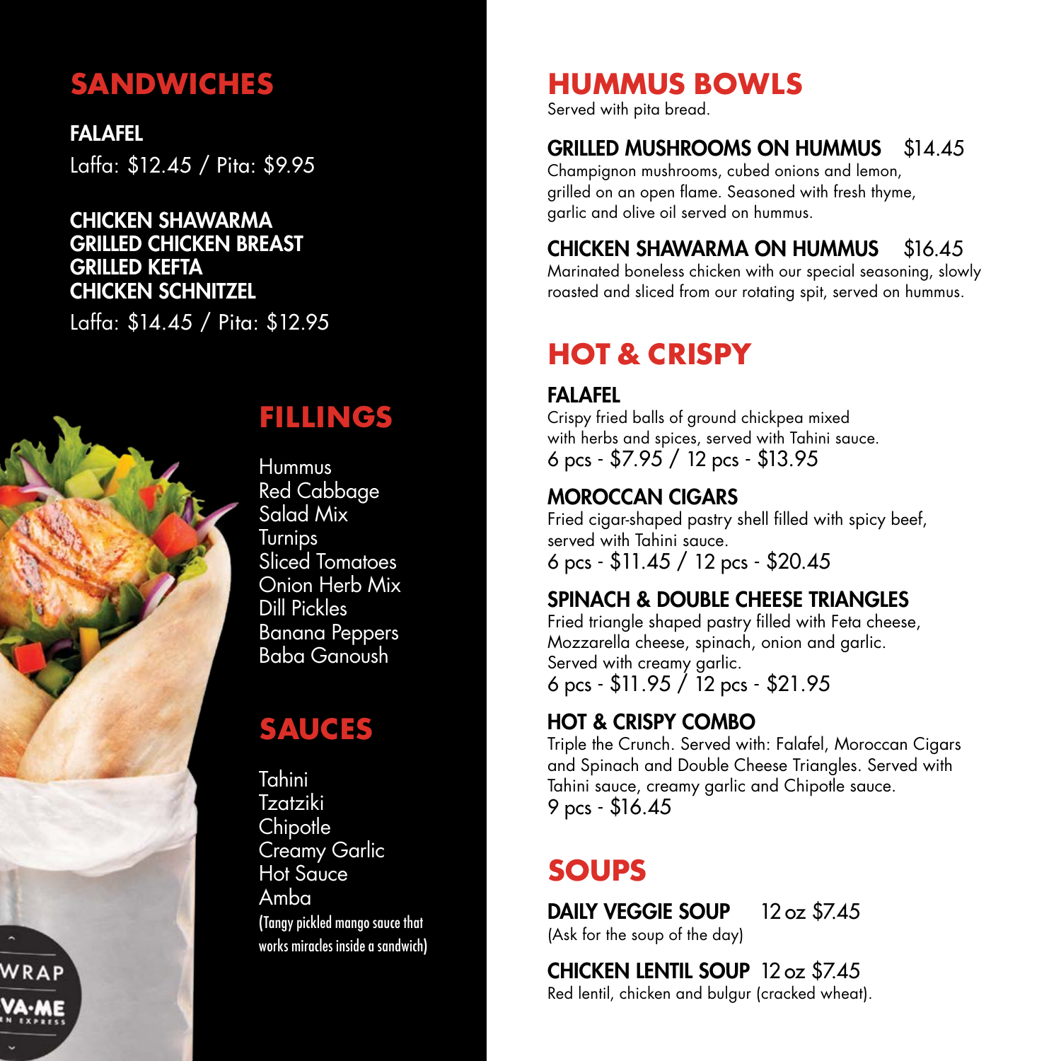## SANDWICHES

**FALAFEL**
Laffa: $12.45 / Pita: $9.95

**CHICKEN SHAWARMA**
**GRILLED CHICKEN BREAST**
**GRILLED KEFTA**
**CHICKEN SCHNITZEL**
Laffa: $14.45 / Pita: $12.95

## FILLINGS

Hummus
Red Cabbage
Salad Mix
Turnips
Sliced Tomatoes
Onion Herb Mix
Dill Pickles
Banana Peppers
Baba Ganoush

## SAUCES

Tahini
Tzatziki
Chipotle
Creamy Garlic
Hot Sauce
Amba
(Tangy pickled mango sauce that works miracles inside a sandwich)

## HUMMUS BOWLS

Served with pita bread.

**GRILLED MUSHROOMS ON HUMMUS** $14.45
Champignon mushrooms, cubed onions and lemon, grilled on an open flame. Seasoned with fresh thyme, garlic and olive oil served on hummus.

**CHICKEN SHAWARMA ON HUMMUS** $16.45
Marinated boneless chicken with our special seasoning, slowly roasted and sliced from our rotating spit, served on hummus.

## HOT & CRISPY

**FALAFEL**
Crispy fried balls of ground chickpea mixed with herbs and spices, served with Tahini sauce.
6 pcs - $7.95 / 12 pcs - $13.95

**MOROCCAN CIGARS**
Fried cigar-shaped pastry shell filled with spicy beef, served with Tahini sauce.
6 pcs - $11.45 / 12 pcs - $20.45

**SPINACH & DOUBLE CHEESE TRIANGLES**
Fried triangle shaped pastry filled with Feta cheese, Mozzarella cheese, spinach, onion and garlic. Served with creamy garlic.
6 pcs - $11.95 / 12 pcs - $21.95

**HOT & CRISPY COMBO**
Triple the Crunch. Served with: Falafel, Moroccan Cigars and Spinach and Double Cheese Triangles. Served with Tahini sauce, creamy garlic and Chipotle sauce.
9 pcs - $16.45

## SOUPS

**DAILY VEGGIE SOUP** 12 oz $7.45
(Ask for the soup of the day)

**CHICKEN LENTIL SOUP** 12 oz $7.45
Red lentil, chicken and bulgur (cracked wheat).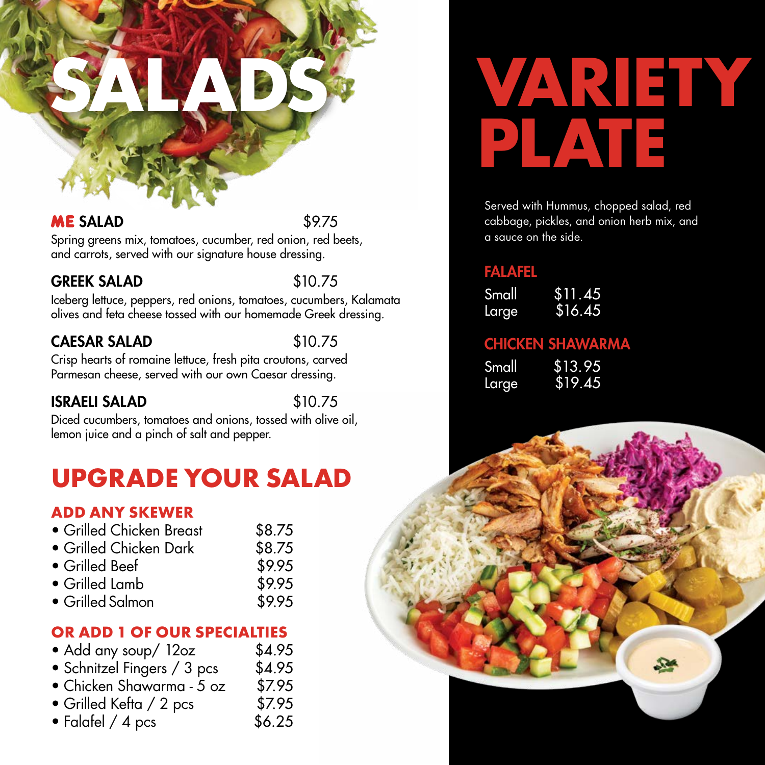# SALADS

**ME SALAD** $9.75

Spring greens mix, tomatoes, cucumber, red onion, red beets, and carrots, served with our signature house dressing.

**GREEK SALAD** $10.75

Iceberg lettuce, peppers, red onions, tomatoes, cucumbers, Kalamata olives and feta cheese tossed with our homemade Greek dressing.

**CAESAR SALAD** $10.75

Crisp hearts of romaine lettuce, fresh pita croutons, carved Parmesan cheese, served with our own Caesar dressing.

**ISRAELI SALAD** $10.75

Diced cucumbers, tomatoes and onions, tossed with olive oil, lemon juice and a pinch of salt and pepper.

## UPGRADE YOUR SALAD

### ADD ANY SKEWER

- Grilled Chicken Breast $8.75
- Grilled Chicken Dark $8.75
- Grilled Beef $9.95
- Grilled Lamb $9.95
- Grilled Salmon $9.95

### OR ADD 1 OF OUR SPECIALTIES

- Add any soup/ 12oz $4.95
- Schnitzel Fingers / 3 pcs $4.95
- Chicken Shawarma - 5 oz $7.95
- Grilled Kefta / 2 pcs $7.95
- Falafel / 4 pcs $6.25

# VARIETY PLATE

Served with Hummus, chopped salad, red cabbage, pickles, and onion herb mix, and a sauce on the side.

### FALAFEL

Small $11.45
Large $16.45

### CHICKEN SHAWARMA

Small $13.95
Large $19.45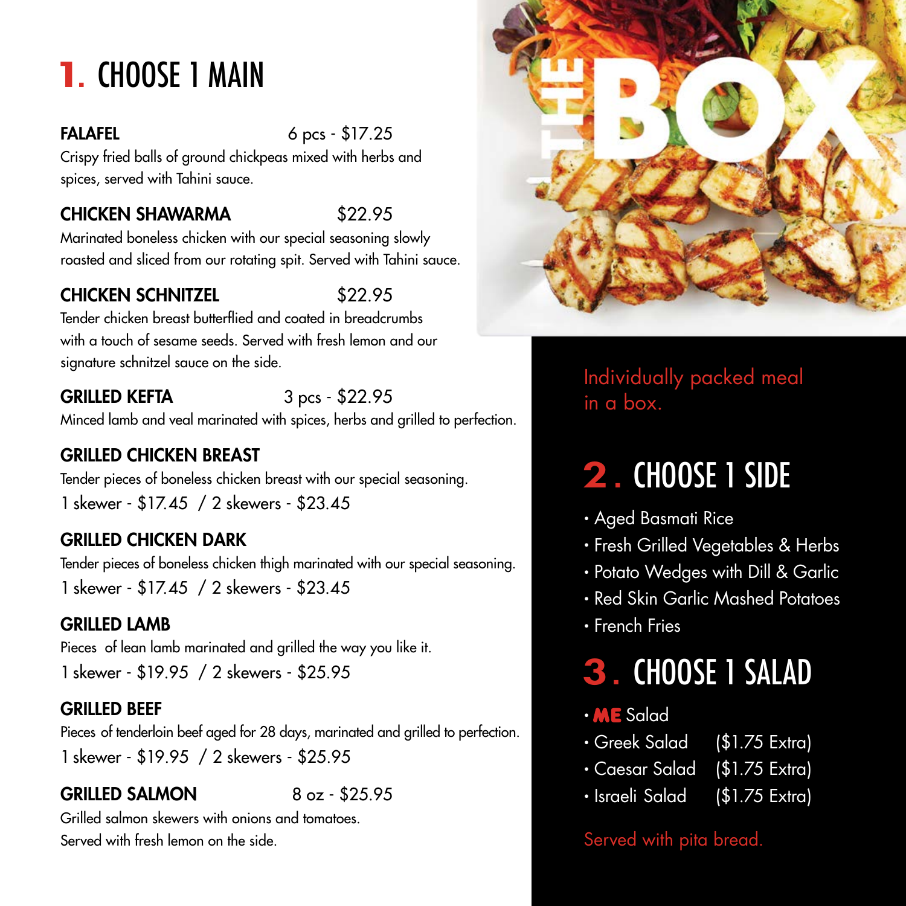# 1. CHOOSE 1 MAIN

**FALAFEL** 6 pcs - $17.25

Crispy fried balls of ground chickpeas mixed with herbs and spices, served with Tahini sauce.

**CHICKEN SHAWARMA** $22.95

Marinated boneless chicken with our special seasoning slowly roasted and sliced from our rotating spit. Served with Tahini sauce.

**CHICKEN SCHNITZEL** $22.95

Tender chicken breast butterflied and coated in breadcrumbs with a touch of sesame seeds. Served with fresh lemon and our signature schnitzel sauce on the side.

**GRILLED KEFTA** 3 pcs - $22.95

Minced lamb and veal marinated with spices, herbs and grilled to perfection.

**GRILLED CHICKEN BREAST**

Tender pieces of boneless chicken breast with our special seasoning.

1 skewer - $17.45 / 2 skewers - $23.45

**GRILLED CHICKEN DARK**

Tender pieces of boneless chicken thigh marinated with our special seasoning.

1 skewer - $17.45 / 2 skewers - $23.45

**GRILLED LAMB**

Pieces of lean lamb marinated and grilled the way you like it.

1 skewer - $19.95 / 2 skewers - $25.95

**GRILLED BEEF**

Pieces of tenderloin beef aged for 28 days, marinated and grilled to perfection.

1 skewer - $19.95 / 2 skewers - $25.95

**GRILLED SALMON** 8 oz - $25.95

Grilled salmon skewers with onions and tomatoes. Served with fresh lemon on the side.

THE BOX

Individually packed meal in a box.

# 2. CHOOSE 1 SIDE

- Aged Basmati Rice
- Fresh Grilled Vegetables & Herbs
- Potato Wedges with Dill & Garlic
- Red Skin Garlic Mashed Potatoes
- French Fries

# 3. CHOOSE 1 SALAD

- **ME** Salad
- Greek Salad ($1.75 Extra)
- Caesar Salad ($1.75 Extra)
- Israeli Salad ($1.75 Extra)

Served with pita bread.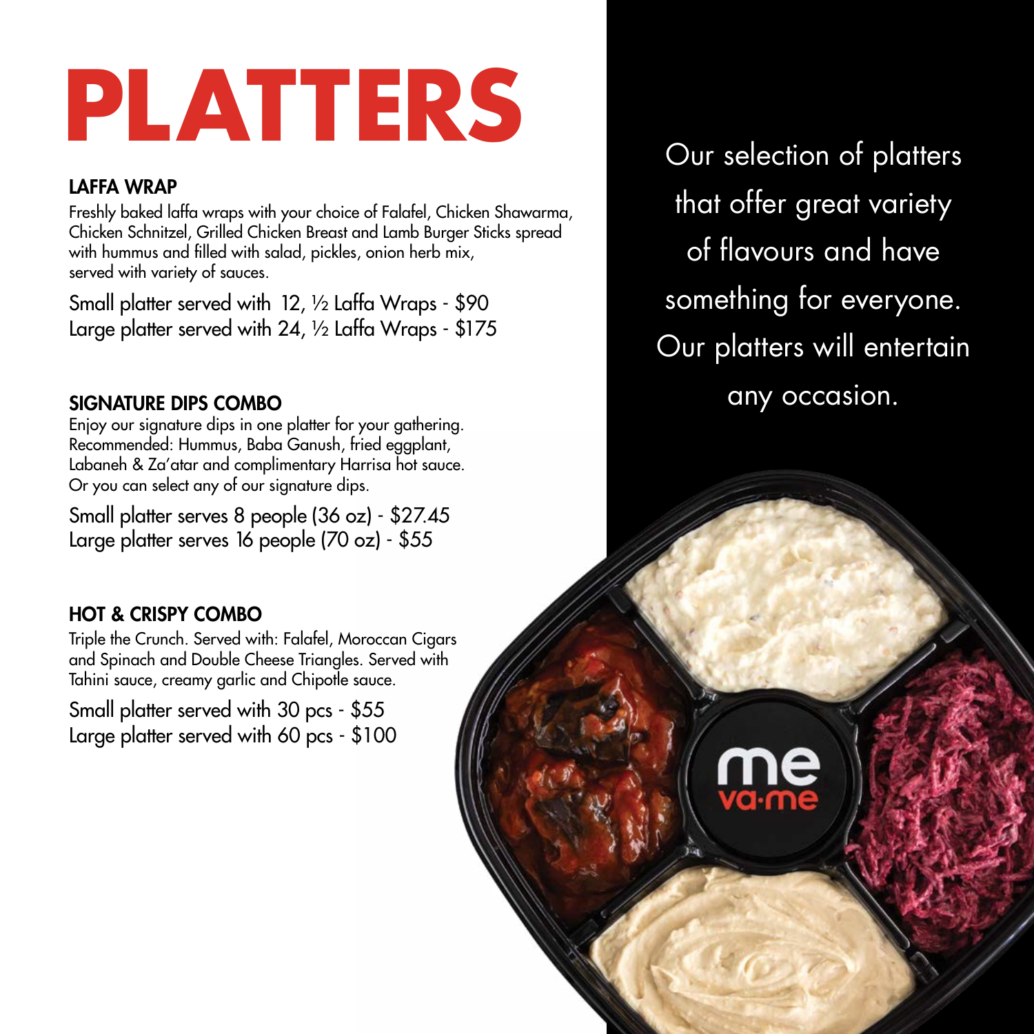# PLATTERS

### LAFFA WRAP

Freshly baked laffa wraps with your choice of Falafel, Chicken Shawarma, Chicken Schnitzel, Grilled Chicken Breast and Lamb Burger Sticks spread with hummus and filled with salad, pickles, onion herb mix, served with variety of sauces.

Small platter served with 12, ½ Laffa Wraps - $90
Large platter served with 24, ½ Laffa Wraps - $175

### SIGNATURE DIPS COMBO

Enjoy our signature dips in one platter for your gathering. Recommended: Hummus, Baba Ganush, fried eggplant, Labaneh & Za'atar and complimentary Harrisa hot sauce. Or you can select any of our signature dips.

Small platter serves 8 people (36 oz) - $27.45
Large platter serves 16 people (70 oz) - $55

### HOT & CRISPY COMBO

Triple the Crunch. Served with: Falafel, Moroccan Cigars and Spinach and Double Cheese Triangles. Served with Tahini sauce, creamy garlic and Chipotle sauce.

Small platter served with 30 pcs - $55
Large platter served with 60 pcs - $100

Our selection of platters that offer great variety of flavours and have something for everyone. Our platters will entertain any occasion.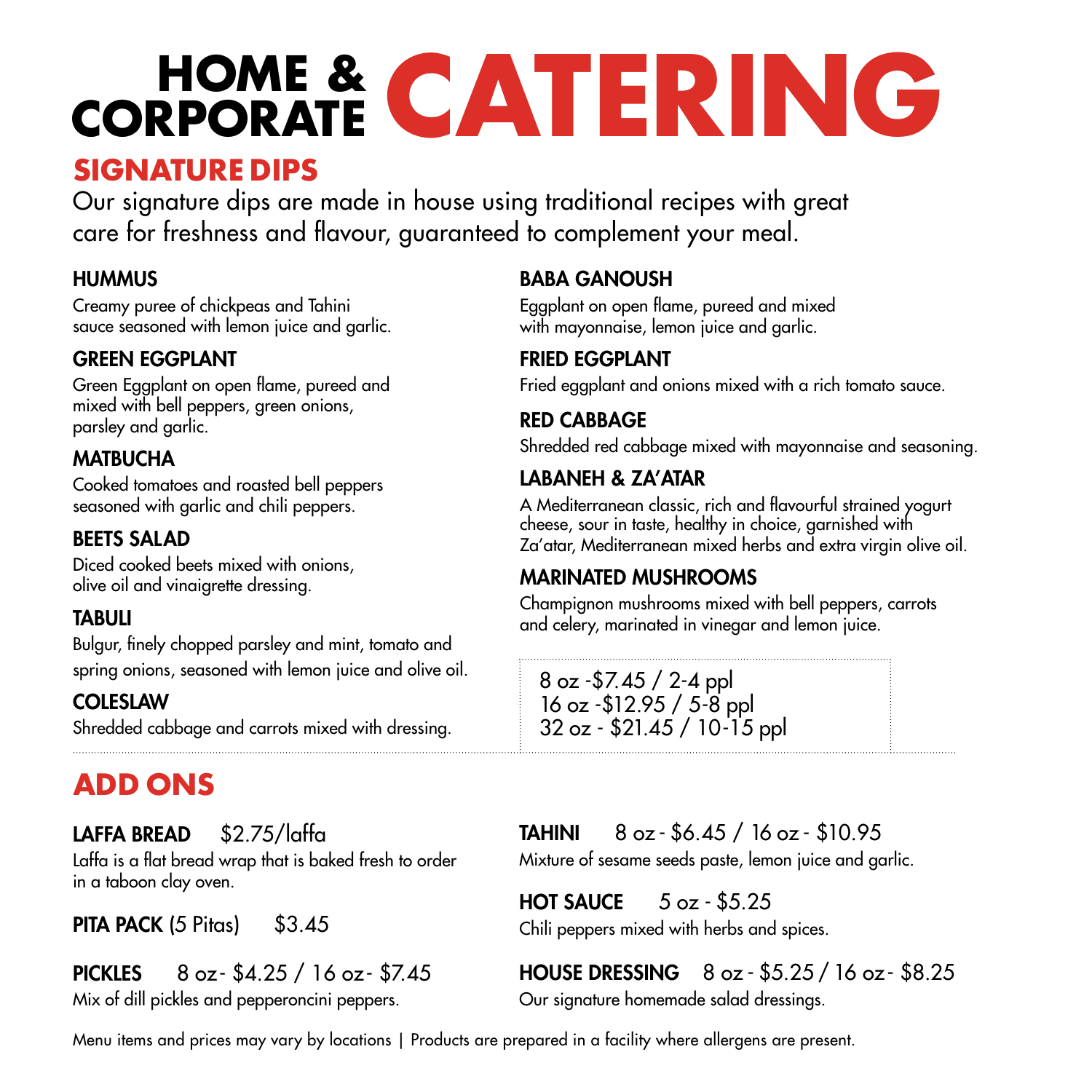# HOME & CORPORATE CATERING

## SIGNATURE DIPS

Our signature dips are made in house using traditional recipes with great care for freshness and flavour, guaranteed to complement your meal.

### HUMMUS
Creamy puree of chickpeas and Tahini sauce seasoned with lemon juice and garlic.

### GREEN EGGPLANT
Green Eggplant on open flame, pureed and mixed with bell peppers, green onions, parsley and garlic.

### MATBUCHA
Cooked tomatoes and roasted bell peppers seasoned with garlic and chili peppers.

### BEETS SALAD
Diced cooked beets mixed with onions, olive oil and vinaigrette dressing.

### TABULI
Bulgur, finely chopped parsley and mint, tomato and spring onions, seasoned with lemon juice and olive oil.

### COLESLAW
Shredded cabbage and carrots mixed with dressing.

### BABA GANOUSH
Eggplant on open flame, pureed and mixed with mayonnaise, lemon juice and garlic.

### FRIED EGGPLANT
Fried eggplant and onions mixed with a rich tomato sauce.

### RED CABBAGE
Shredded red cabbage mixed with mayonnaise and seasoning.

### LABANEH & ZA'ATAR
A Mediterranean classic, rich and flavourful strained yogurt cheese, sour in taste, healthy in choice, garnished with Za'atar, Mediterranean mixed herbs and extra virgin olive oil.

### MARINATED MUSHROOMS
Champignon mushrooms mixed with bell peppers, carrots and celery, marinated in vinegar and lemon juice.

8 oz -$7.45 / 2-4 ppl
16 oz -$12.95 / 5-8 ppl
32 oz - $21.45 / 10-15 ppl

## ADD ONS

**LAFFA BREAD** $2.75/laffa
Laffa is a flat bread wrap that is baked fresh to order in a taboon clay oven.

**PITA PACK** (5 Pitas) $3.45

**PICKLES** 8 oz - $4.25 / 16 oz - $7.45
Mix of dill pickles and pepperoncini peppers.

**TAHINI** 8 oz - $6.45 / 16 oz - $10.95
Mixture of sesame seeds paste, lemon juice and garlic.

**HOT SAUCE** 5 oz - $5.25
Chili peppers mixed with herbs and spices.

**HOUSE DRESSING** 8 oz - $5.25 / 16 oz - $8.25
Our signature homemade salad dressings.

Menu items and prices may vary by locations | Products are prepared in a facility where allergens are present.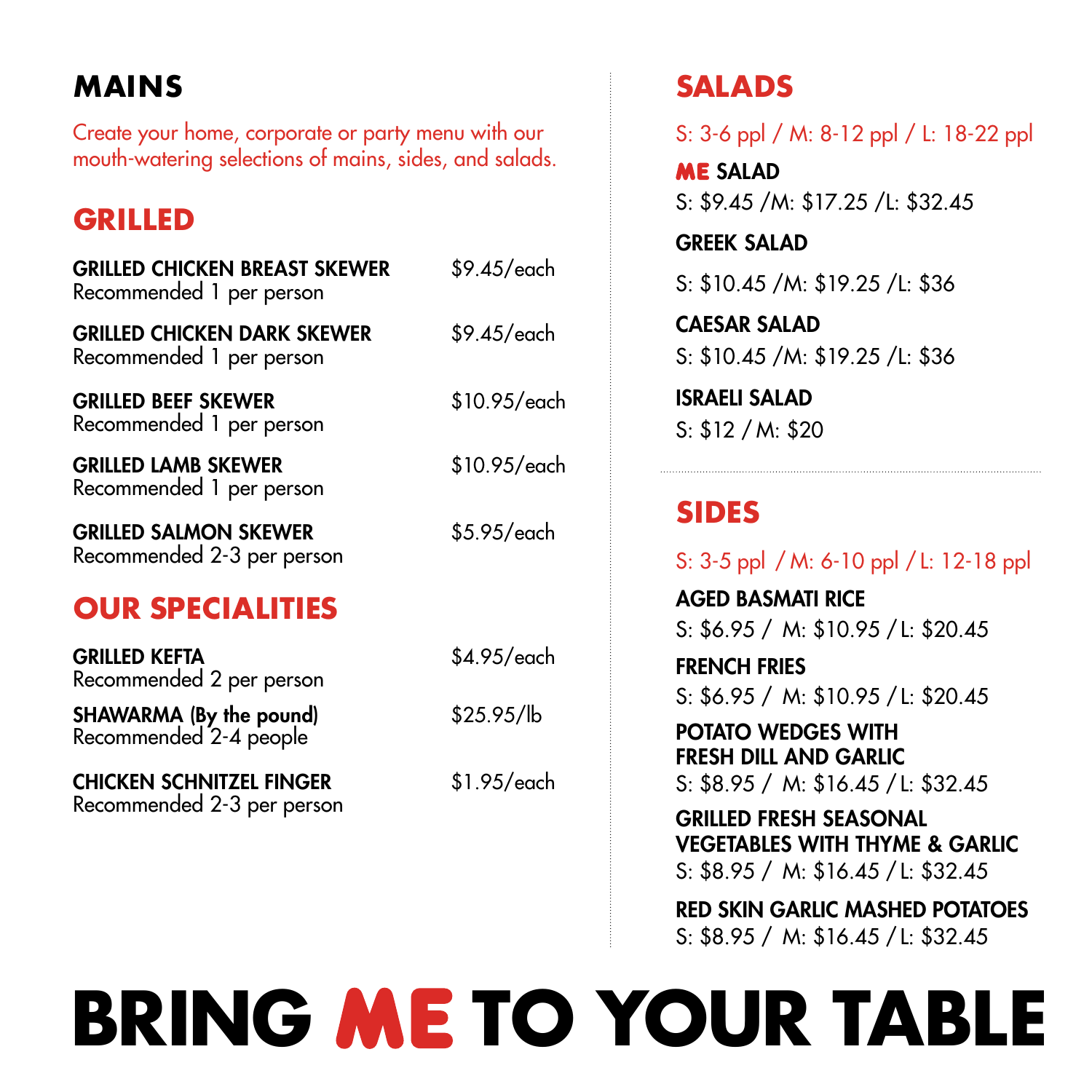# MAINS

Create your home, corporate or party menu with our mouth-watering selections of mains, sides, and salads.

## GRILLED

**GRILLED CHICKEN BREAST SKEWER** $9.45/each
Recommended 1 per person

**GRILLED CHICKEN DARK SKEWER** $9.45/each
Recommended 1 per person

**GRILLED BEEF SKEWER** $10.95/each
Recommended 1 per person

**GRILLED LAMB SKEWER** $10.95/each
Recommended 1 per person

**GRILLED SALMON SKEWER** $5.95/each
Recommended 2-3 per person

## OUR SPECIALITIES

**GRILLED KEFTA** $4.95/each
Recommended 2 per person

**SHAWARMA (By the pound)** $25.95/lb
Recommended 2-4 people

**CHICKEN SCHNITZEL FINGER** $1.95/each
Recommended 2-3 per person

## SALADS

S: 3-6 ppl / M: 8-12 ppl / L: 18-22 ppl

**ME SALAD**
S: $9.45 /M: $17.25 /L: $32.45

**GREEK SALAD**
S: $10.45 /M: $19.25 /L: $36

**CAESAR SALAD**
S: $10.45 /M: $19.25 /L: $36

**ISRAELI SALAD**
S: $12 / M: $20

## SIDES

S: 3-5 ppl / M: 6-10 ppl / L: 12-18 ppl

**AGED BASMATI RICE**
S: $6.95 / M: $10.95 / L: $20.45

**FRENCH FRIES**
S: $6.95 / M: $10.95 / L: $20.45

**POTATO WEDGES WITH FRESH DILL AND GARLIC**
S: $8.95 / M: $16.45 / L: $32.45

**GRILLED FRESH SEASONAL VEGETABLES WITH THYME & GARLIC**
S: $8.95 / M: $16.45 / L: $32.45

**RED SKIN GARLIC MASHED POTATOES**
S: $8.95 / M: $16.45 / L: $32.45

# BRING ME TO YOUR TABLE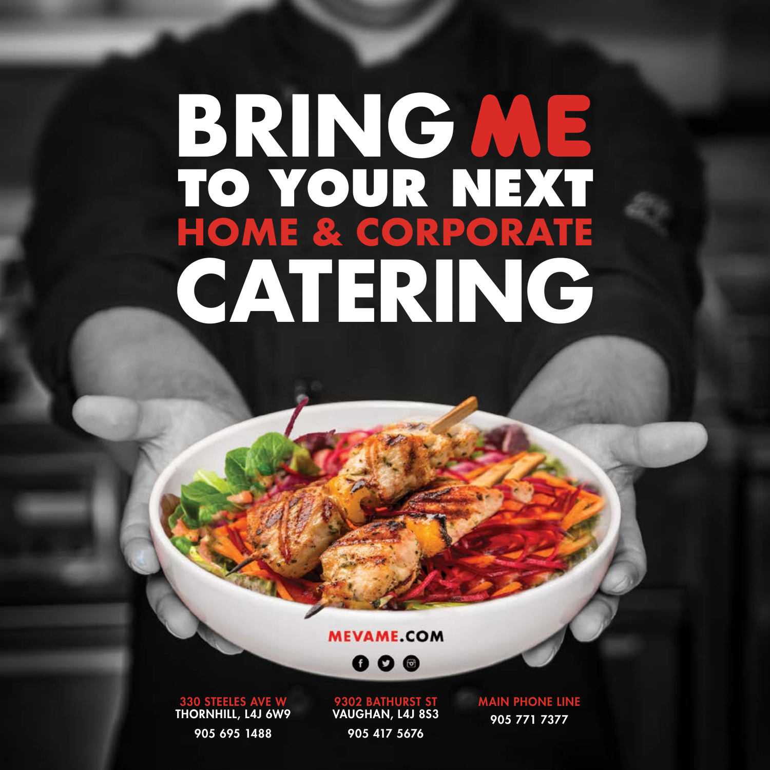# BRING ME TO YOUR NEXT HOME & CORPORATE CATERING

MEVAME.COM

330 STEELES AVE W
THORNHILL, L4J 6W9
905 695 1488

9302 BATHURST ST
VAUGHAN, L4J 8S3
905 417 5676

MAIN PHONE LINE
905 771 7377